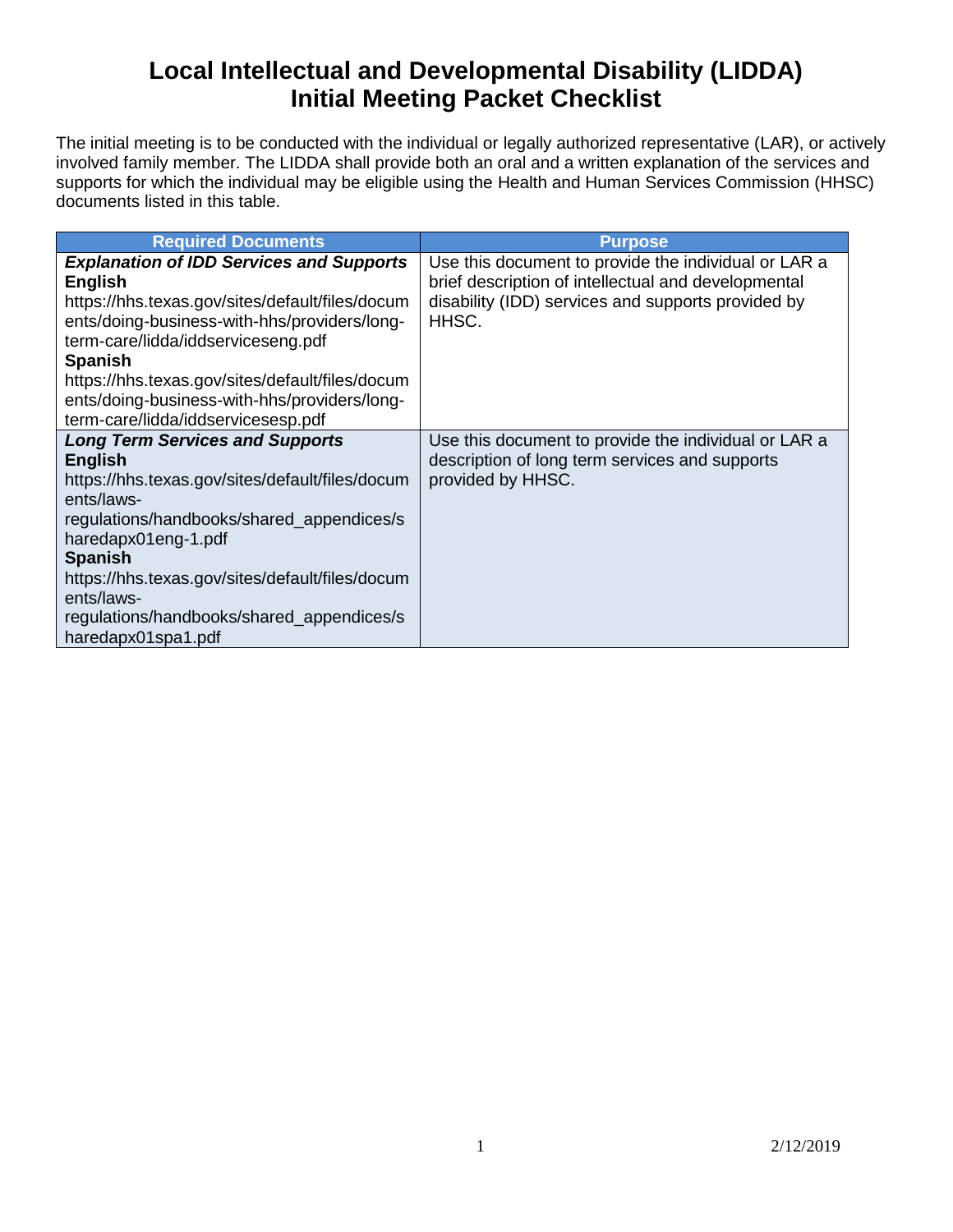# Local Intellectual and Developmental Disability (LIDDA) Initial Meeting Packet Checklist

The initial meeting is to be conducted with the individual or legally authorized representative (LAR), or actively involved family member. The LIDDA shall provide both an oral and a written explanation of the services and supports for which the individual may be eligible using the Health and Human Services Commission (HHSC) documents listed in this table.

| Required Documents | Purpose |
|---|---|
| ***Explanation of IDD Services and Supports*** <br> **English** <br> https://hhs.texas.gov/sites/default/files/documents/doing-business-with-hhs/providers/long-term-care/lidda/iddserviceseng.pdf <br> **Spanish** <br> https://hhs.texas.gov/sites/default/files/documents/doing-business-with-hhs/providers/long-term-care/lidda/iddservicesesp.pdf | Use this document to provide the individual or LAR a brief description of intellectual and developmental disability (IDD) services and supports provided by HHSC. |
| ***Long Term Services and Supports*** <br> **English** <br> https://hhs.texas.gov/sites/default/files/documents/laws-regulations/handbooks/shared_appendices/sharedapx01eng-1.pdf <br> **Spanish** <br> https://hhs.texas.gov/sites/default/files/documents/laws-regulations/handbooks/shared_appendices/sharedapx01spa1.pdf | Use this document to provide the individual or LAR a description of long term services and supports provided by HHSC. |

2/12/2019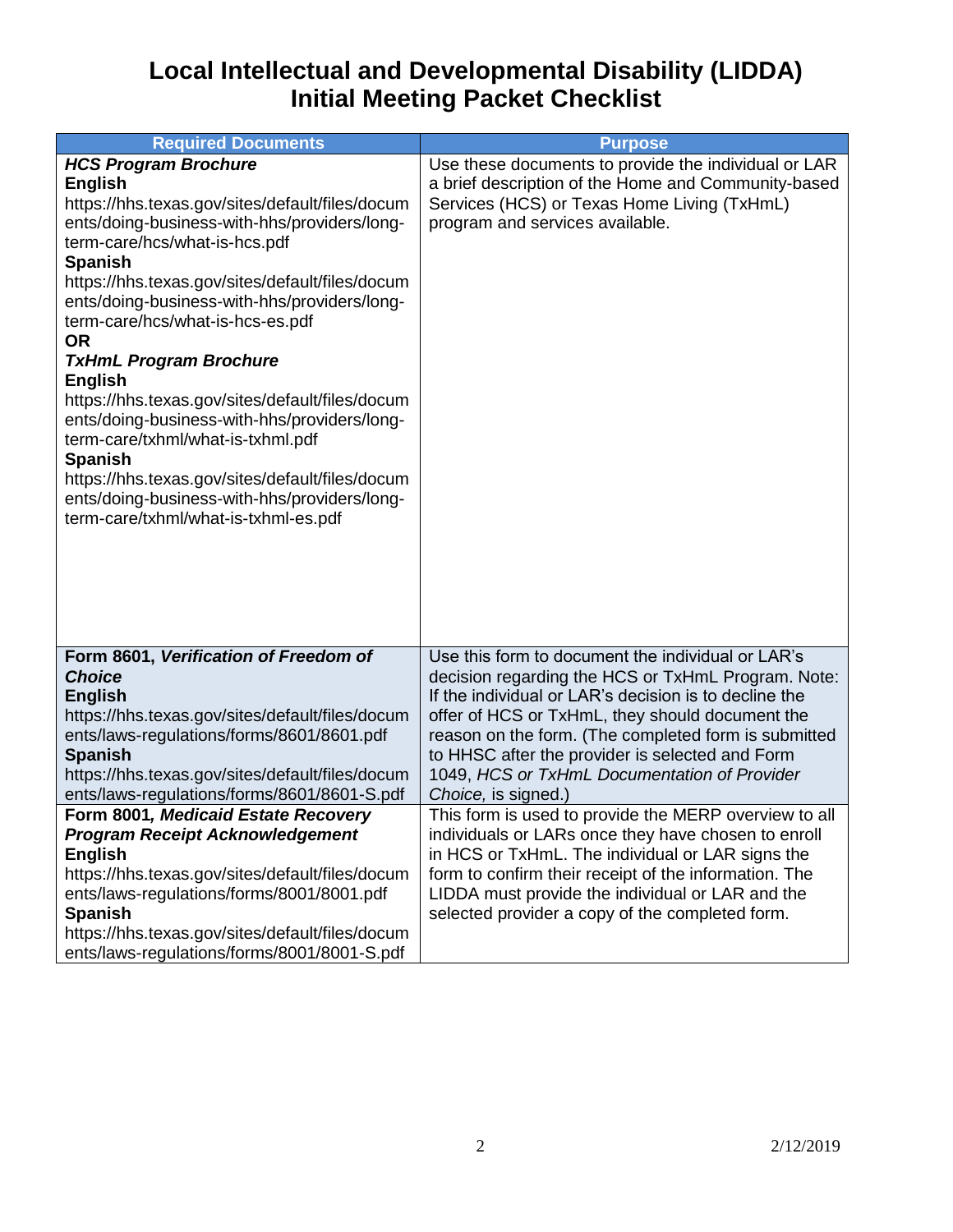# Local Intellectual and Developmental Disability (LIDDA) Initial Meeting Packet Checklist

| Required Documents | Purpose |
|---|---|
| ***HCS Program Brochure*** <br> **English** <br> https://hhs.texas.gov/sites/default/files/documents/doing-business-with-hhs/providers/long-term-care/hcs/what-is-hcs.pdf <br> **Spanish** <br> https://hhs.texas.gov/sites/default/files/documents/doing-business-with-hhs/providers/long-term-care/hcs/what-is-hcs-es.pdf <br> **OR** <br> ***TxHmL Program Brochure*** <br> **English** <br> https://hhs.texas.gov/sites/default/files/documents/doing-business-with-hhs/providers/long-term-care/txhml/what-is-txhml.pdf <br> **Spanish** <br> https://hhs.texas.gov/sites/default/files/documents/doing-business-with-hhs/providers/long-term-care/txhml/what-is-txhml-es.pdf | Use these documents to provide the individual or LAR a brief description of the Home and Community-based Services (HCS) or Texas Home Living (TxHmL) program and services available. |
| **Form 8601, *Verification of Freedom of Choice*** <br> **English** <br> https://hhs.texas.gov/sites/default/files/documents/laws-regulations/forms/8601/8601.pdf <br> **Spanish** <br> https://hhs.texas.gov/sites/default/files/documents/laws-regulations/forms/8601/8601-S.pdf | Use this form to document the individual or LAR's decision regarding the HCS or TxHmL Program. Note: If the individual or LAR's decision is to decline the offer of HCS or TxHmL, they should document the reason on the form. (The completed form is submitted to HHSC after the provider is selected and Form 1049, *HCS or TxHmL Documentation of Provider Choice,* is signed.) |
| **Form 8001, *Medicaid Estate Recovery Program Receipt Acknowledgement*** <br> **English** <br> https://hhs.texas.gov/sites/default/files/documents/laws-regulations/forms/8001/8001.pdf <br> **Spanish** <br> https://hhs.texas.gov/sites/default/files/documents/laws-regulations/forms/8001/8001-S.pdf | This form is used to provide the MERP overview to all individuals or LARs once they have chosen to enroll in HCS or TxHmL. The individual or LAR signs the form to confirm their receipt of the information. The LIDDA must provide the individual or LAR and the selected provider a copy of the completed form. |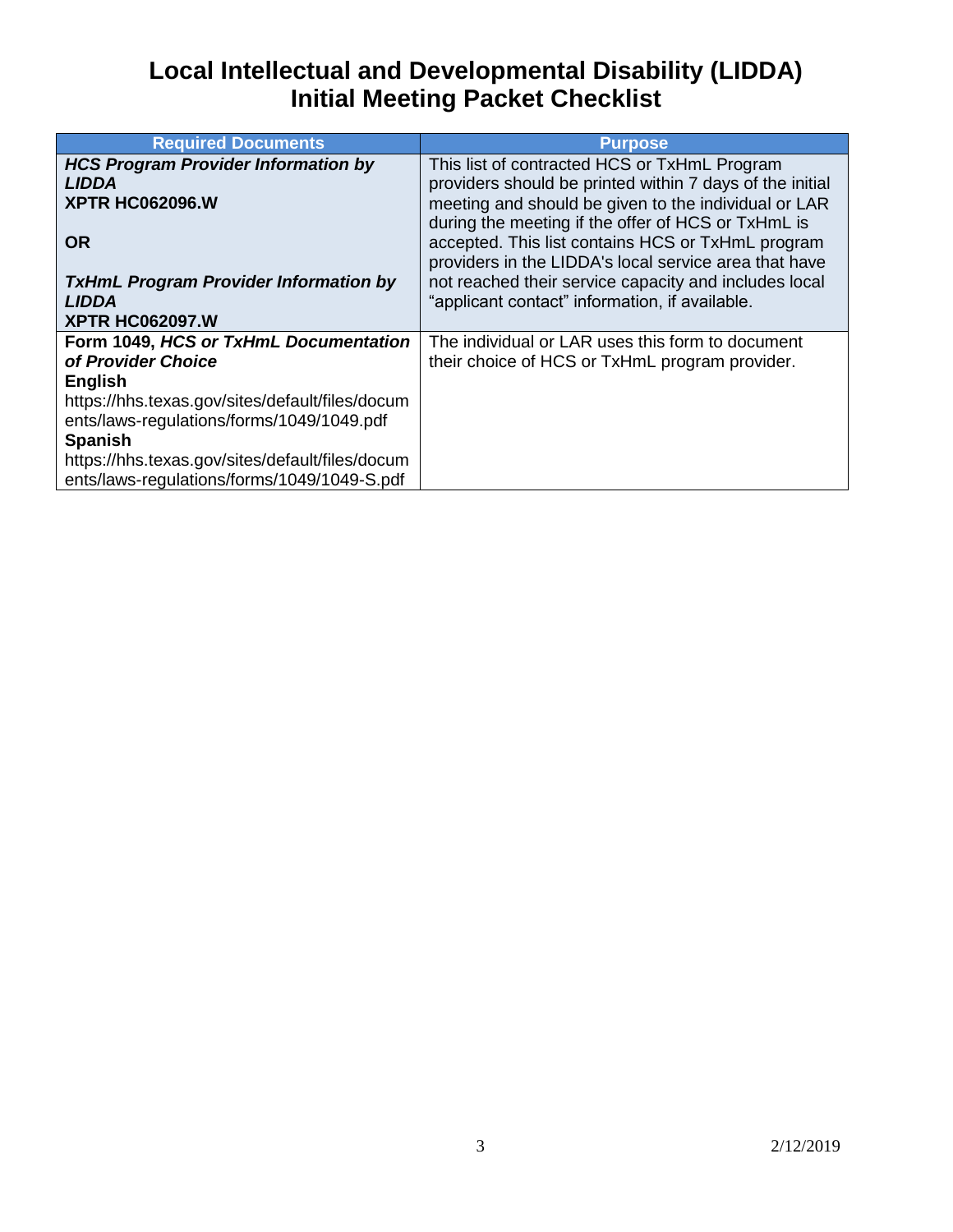# Local Intellectual and Developmental Disability (LIDDA) Initial Meeting Packet Checklist

| Required Documents | Purpose |
| --- | --- |
| ***HCS Program Provider Information by LIDDA*** **XPTR HC062096.W** **OR** ***TxHmL Program Provider Information by LIDDA*** **XPTR HC062097.W** | This list of contracted HCS or TxHmL Program providers should be printed within 7 days of the initial meeting and should be given to the individual or LAR during the meeting if the offer of HCS or TxHmL is accepted. This list contains HCS or TxHmL program providers in the LIDDA's local service area that have not reached their service capacity and includes local "applicant contact" information, if available. |
| **Form 1049, *HCS or TxHmL Documentation of Provider Choice*** **English** https://hhs.texas.gov/sites/default/files/documents/laws-regulations/forms/1049/1049.pdf **Spanish** https://hhs.texas.gov/sites/default/files/documents/laws-regulations/forms/1049/1049-S.pdf | The individual or LAR uses this form to document their choice of HCS or TxHmL program provider. |